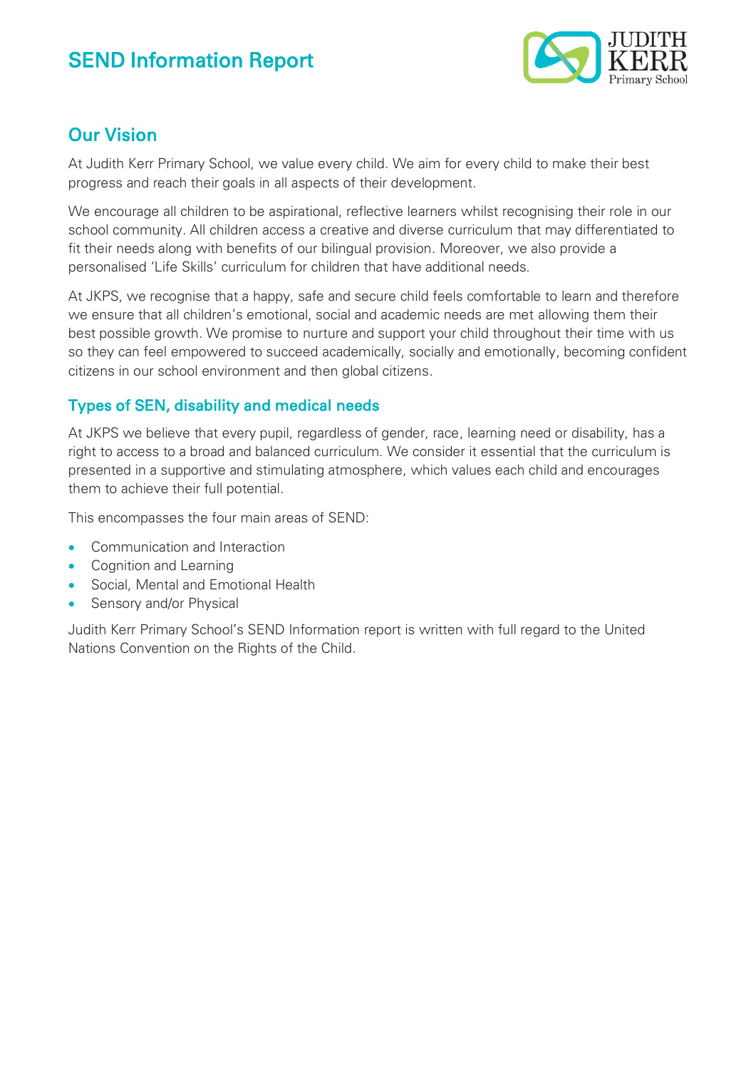# SEND Information Report

## Our Vision

At Judith Kerr Primary School, we value every child. We aim for every child to make their best progress and reach their goals in all aspects of their development.

We encourage all children to be aspirational, reflective learners whilst recognising their role in our school community. All children access a creative and diverse curriculum that may differentiated to fit their needs along with benefits of our bilingual provision. Moreover, we also provide a personalised 'Life Skills' curriculum for children that have additional needs.

At JKPS, we recognise that a happy, safe and secure child feels comfortable to learn and therefore we ensure that all children's emotional, social and academic needs are met allowing them their best possible growth. We promise to nurture and support your child throughout their time with us so they can feel empowered to succeed academically, socially and emotionally, becoming confident citizens in our school environment and then global citizens.

### Types of SEN, disability and medical needs

At JKPS we believe that every pupil, regardless of gender, race, learning need or disability, has a right to access to a broad and balanced curriculum. We consider it essential that the curriculum is presented in a supportive and stimulating atmosphere, which values each child and encourages them to achieve their full potential.

This encompasses the four main areas of SEND:

- Communication and Interaction
- Cognition and Learning
- Social, Mental and Emotional Health
- Sensory and/or Physical

Judith Kerr Primary School's SEND Information report is written with full regard to the United Nations Convention on the Rights of the Child.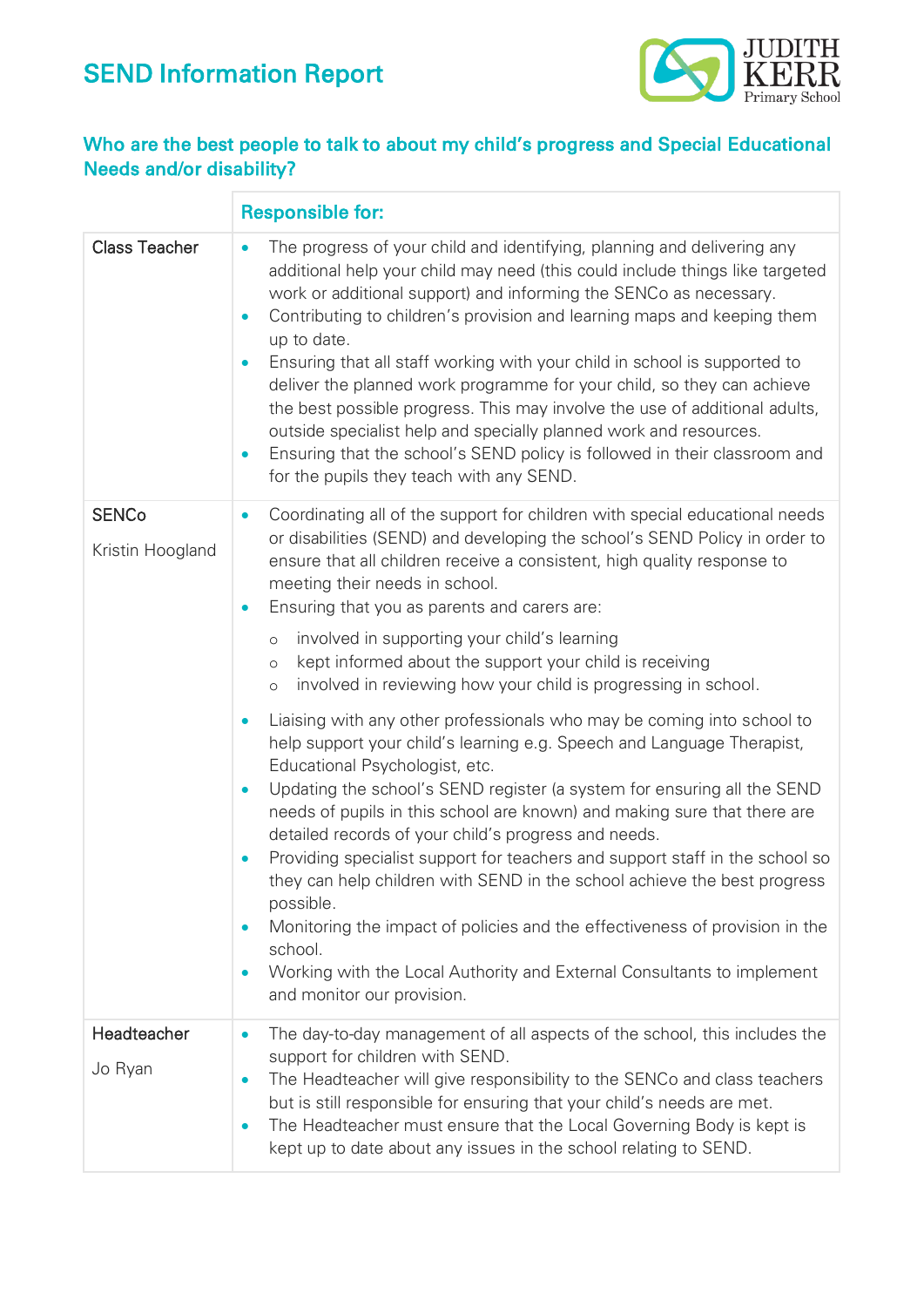# SEND Information Report

## Who are the best people to talk to about my child's progress and Special Educational Needs and/or disability?

| | Responsible for: |
|---|---|
| Class Teacher | • The progress of your child and identifying, planning and delivering any additional help your child may need (this could include things like targeted work or additional support) and informing the SENCo as necessary.<br>• Contributing to children's provision and learning maps and keeping them up to date.<br>• Ensuring that all staff working with your child in school is supported to deliver the planned work programme for your child, so they can achieve the best possible progress. This may involve the use of additional adults, outside specialist help and specially planned work and resources.<br>• Ensuring that the school's SEND policy is followed in their classroom and for the pupils they teach with any SEND. |
| SENCo<br><br>Kristin Hoogland | • Coordinating all of the support for children with special educational needs or disabilities (SEND) and developing the school's SEND Policy in order to ensure that all children receive a consistent, high quality response to meeting their needs in school.<br>• Ensuring that you as parents and carers are:<br>&nbsp;&nbsp;&nbsp;&nbsp;○ involved in supporting your child's learning<br>&nbsp;&nbsp;&nbsp;&nbsp;○ kept informed about the support your child is receiving<br>&nbsp;&nbsp;&nbsp;&nbsp;○ involved in reviewing how your child is progressing in school.<br>• Liaising with any other professionals who may be coming into school to help support your child's learning e.g. Speech and Language Therapist, Educational Psychologist, etc.<br>• Updating the school's SEND register (a system for ensuring all the SEND needs of pupils in this school are known) and making sure that there are detailed records of your child's progress and needs.<br>• Providing specialist support for teachers and support staff in the school so they can help children with SEND in the school achieve the best progress possible.<br>• Monitoring the impact of policies and the effectiveness of provision in the school.<br>• Working with the Local Authority and External Consultants to implement and monitor our provision. |
| Headteacher<br><br>Jo Ryan | • The day-to-day management of all aspects of the school, this includes the support for children with SEND.<br>• The Headteacher will give responsibility to the SENCo and class teachers but is still responsible for ensuring that your child's needs are met.<br>• The Headteacher must ensure that the Local Governing Body is kept is kept up to date about any issues in the school relating to SEND. |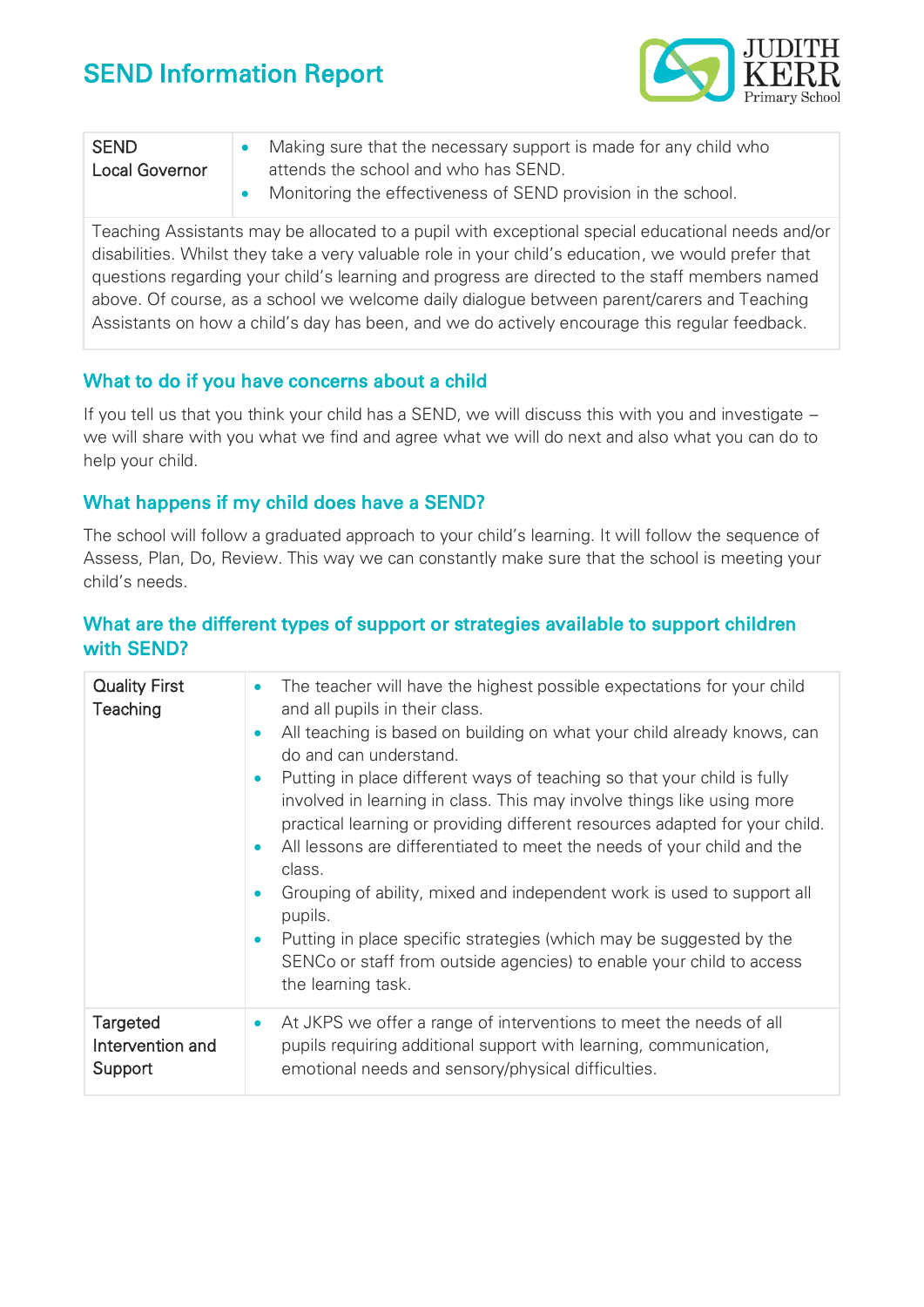| SEND Local Governor | <ul><li>Making sure that the necessary support is made for any child who attends the school and who has SEND.</li><li>Monitoring the effectiveness of SEND provision in the school.</li></ul> |
|---|---|
| Teaching Assistants may be allocated to a pupil with exceptional special educational needs and/or disabilities. Whilst they take a very valuable role in your child's education, we would prefer that questions regarding your child's learning and progress are directed to the staff members named above. Of course, as a school we welcome daily dialogue between parent/carers and Teaching Assistants on how a child's day has been, and we do actively encourage this regular feedback. | |

## What to do if you have concerns about a child

If you tell us that you think your child has a SEND, we will discuss this with you and investigate – we will share with you what we find and agree what we will do next and also what you can do to help your child.

## What happens if my child does have a SEND?

The school will follow a graduated approach to your child's learning. It will follow the sequence of Assess, Plan, Do, Review. This way we can constantly make sure that the school is meeting your child's needs.

## What are the different types of support or strategies available to support children with SEND?

| Quality First Teaching | <ul><li>The teacher will have the highest possible expectations for your child and all pupils in their class.</li><li>All teaching is based on building on what your child already knows, can do and can understand.</li><li>Putting in place different ways of teaching so that your child is fully involved in learning in class. This may involve things like using more practical learning or providing different resources adapted for your child.</li><li>All lessons are differentiated to meet the needs of your child and the class.</li><li>Grouping of ability, mixed and independent work is used to support all pupils.</li><li>Putting in place specific strategies (which may be suggested by the SENCo or staff from outside agencies) to enable your child to access the learning task.</li></ul> |
|---|---|
| Targeted Intervention and Support | <ul><li>At JKPS we offer a range of interventions to meet the needs of all pupils requiring additional support with learning, communication, emotional needs and sensory/physical difficulties.</li></ul> |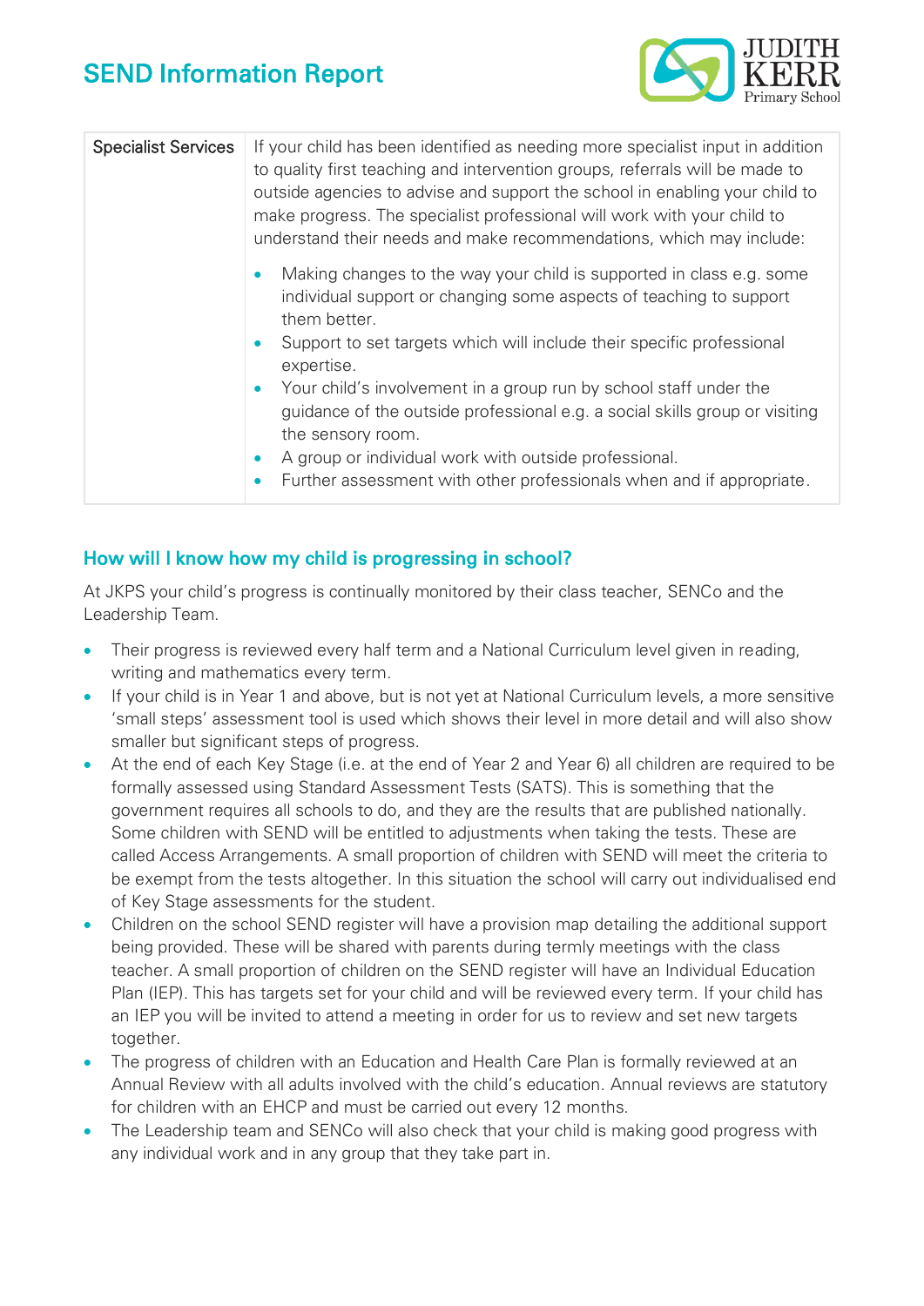| Specialist Services | If your child has been identified as needing more specialist input in addition to quality first teaching and intervention groups, referrals will be made to outside agencies to advise and support the school in enabling your child to make progress. The specialist professional will work with your child to understand their needs and make recommendations, which may include:<br>• Making changes to the way your child is supported in class e.g. some individual support or changing some aspects of teaching to support them better.<br>• Support to set targets which will include their specific professional expertise.<br>• Your child's involvement in a group run by school staff under the guidance of the outside professional e.g. a social skills group or visiting the sensory room.<br>• A group or individual work with outside professional.<br>• Further assessment with other professionals when and if appropriate. |
|---|---|

## How will I know how my child is progressing in school?

At JKPS your child's progress is continually monitored by their class teacher, SENCo and the Leadership Team.

- Their progress is reviewed every half term and a National Curriculum level given in reading, writing and mathematics every term.
- If your child is in Year 1 and above, but is not yet at National Curriculum levels, a more sensitive 'small steps' assessment tool is used which shows their level in more detail and will also show smaller but significant steps of progress.
- At the end of each Key Stage (i.e. at the end of Year 2 and Year 6) all children are required to be formally assessed using Standard Assessment Tests (SATS). This is something that the government requires all schools to do, and they are the results that are published nationally. Some children with SEND will be entitled to adjustments when taking the tests. These are called Access Arrangements. A small proportion of children with SEND will meet the criteria to be exempt from the tests altogether. In this situation the school will carry out individualised end of Key Stage assessments for the student.
- Children on the school SEND register will have a provision map detailing the additional support being provided. These will be shared with parents during termly meetings with the class teacher. A small proportion of children on the SEND register will have an Individual Education Plan (IEP). This has targets set for your child and will be reviewed every term. If your child has an IEP you will be invited to attend a meeting in order for us to review and set new targets together.
- The progress of children with an Education and Health Care Plan is formally reviewed at an Annual Review with all adults involved with the child's education. Annual reviews are statutory for children with an EHCP and must be carried out every 12 months.
- The Leadership team and SENCo will also check that your child is making good progress with any individual work and in any group that they take part in.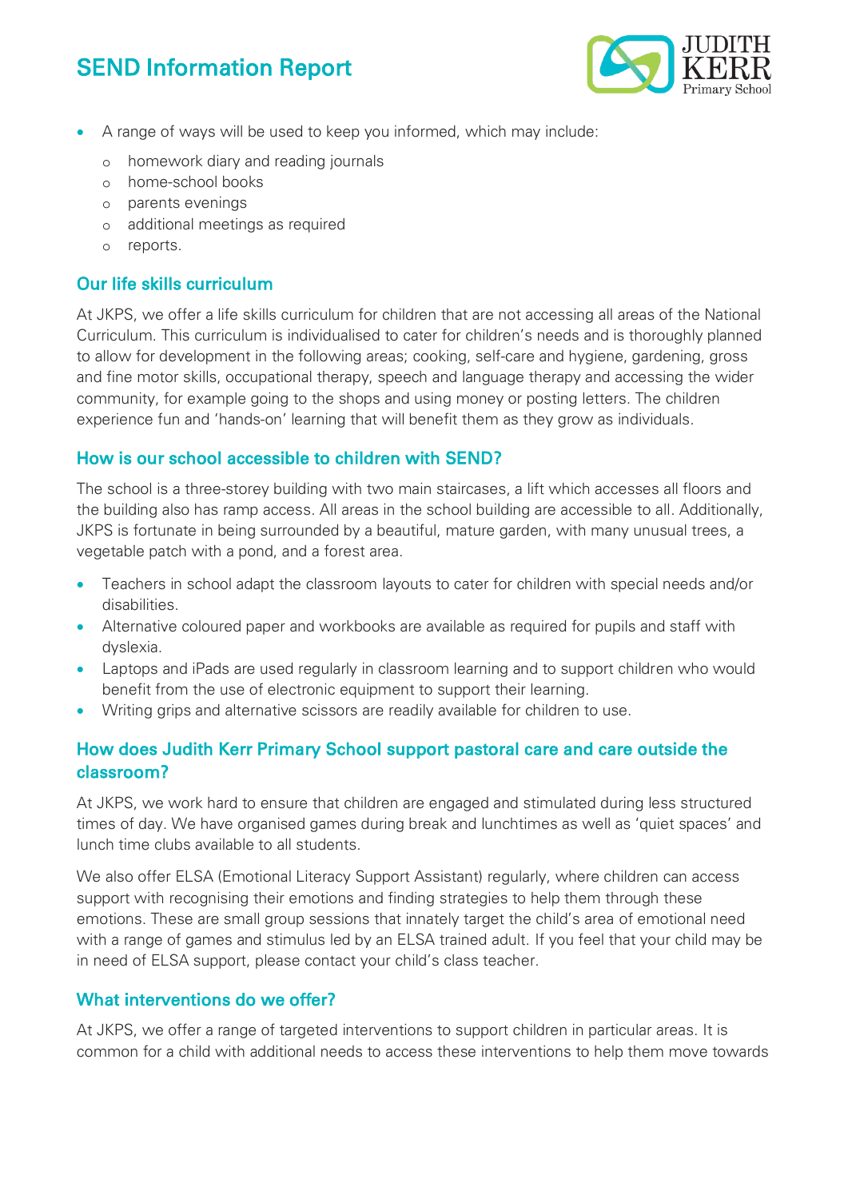- A range of ways will be used to keep you informed, which may include:
  - homework diary and reading journals
  - home-school books
  - parents evenings
  - additional meetings as required
  - reports.

## Our life skills curriculum

At JKPS, we offer a life skills curriculum for children that are not accessing all areas of the National Curriculum. This curriculum is individualised to cater for children's needs and is thoroughly planned to allow for development in the following areas; cooking, self-care and hygiene, gardening, gross and fine motor skills, occupational therapy, speech and language therapy and accessing the wider community, for example going to the shops and using money or posting letters. The children experience fun and 'hands-on' learning that will benefit them as they grow as individuals.

## How is our school accessible to children with SEND?

The school is a three-storey building with two main staircases, a lift which accesses all floors and the building also has ramp access. All areas in the school building are accessible to all. Additionally, JKPS is fortunate in being surrounded by a beautiful, mature garden, with many unusual trees, a vegetable patch with a pond, and a forest area.

- Teachers in school adapt the classroom layouts to cater for children with special needs and/or disabilities.
- Alternative coloured paper and workbooks are available as required for pupils and staff with dyslexia.
- Laptops and iPads are used regularly in classroom learning and to support children who would benefit from the use of electronic equipment to support their learning.
- Writing grips and alternative scissors are readily available for children to use.

## How does Judith Kerr Primary School support pastoral care and care outside the classroom?

At JKPS, we work hard to ensure that children are engaged and stimulated during less structured times of day. We have organised games during break and lunchtimes as well as 'quiet spaces' and lunch time clubs available to all students.

We also offer ELSA (Emotional Literacy Support Assistant) regularly, where children can access support with recognising their emotions and finding strategies to help them through these emotions. These are small group sessions that innately target the child's area of emotional need with a range of games and stimulus led by an ELSA trained adult. If you feel that your child may be in need of ELSA support, please contact your child's class teacher.

## What interventions do we offer?

At JKPS, we offer a range of targeted interventions to support children in particular areas. It is common for a child with additional needs to access these interventions to help them move towards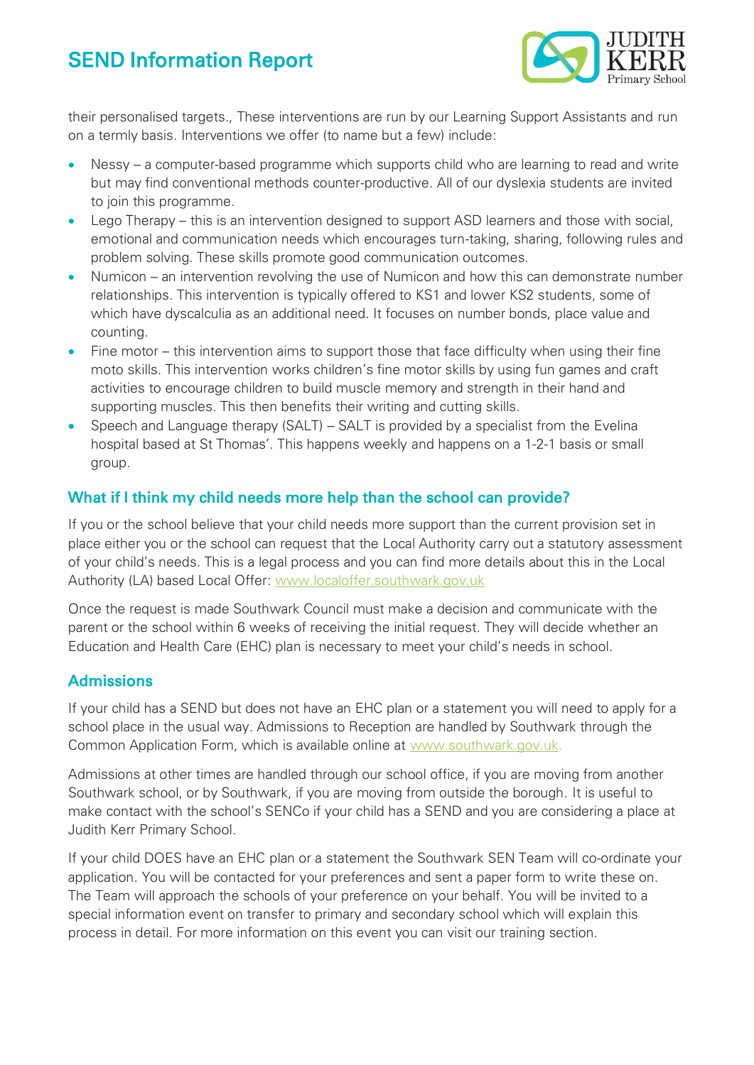their personalised targets., These interventions are run by our Learning Support Assistants and run on a termly basis. Interventions we offer (to name but a few) include:

- Nessy – a computer-based programme which supports child who are learning to read and write but may find conventional methods counter-productive. All of our dyslexia students are invited to join this programme.
- Lego Therapy – this is an intervention designed to support ASD learners and those with social, emotional and communication needs which encourages turn-taking, sharing, following rules and problem solving. These skills promote good communication outcomes.
- Numicon – an intervention revolving the use of Numicon and how this can demonstrate number relationships. This intervention is typically offered to KS1 and lower KS2 students, some of which have dyscalculia as an additional need. It focuses on number bonds, place value and counting.
- Fine motor – this intervention aims to support those that face difficulty when using their fine moto skills. This intervention works children's fine motor skills by using fun games and craft activities to encourage children to build muscle memory and strength in their hand and supporting muscles. This then benefits their writing and cutting skills.
- Speech and Language therapy (SALT) – SALT is provided by a specialist from the Evelina hospital based at St Thomas'. This happens weekly and happens on a 1-2-1 basis or small group.

## What if I think my child needs more help than the school can provide?

If you or the school believe that your child needs more support than the current provision set in place either you or the school can request that the Local Authority carry out a statutory assessment of your child's needs. This is a legal process and you can find more details about this in the Local Authority (LA) based Local Offer: www.localoffer.southwark.gov.uk

Once the request is made Southwark Council must make a decision and communicate with the parent or the school within 6 weeks of receiving the initial request. They will decide whether an Education and Health Care (EHC) plan is necessary to meet your child's needs in school.

## Admissions

If your child has a SEND but does not have an EHC plan or a statement you will need to apply for a school place in the usual way. Admissions to Reception are handled by Southwark through the Common Application Form, which is available online at www.southwark.gov.uk.

Admissions at other times are handled through our school office, if you are moving from another Southwark school, or by Southwark, if you are moving from outside the borough. It is useful to make contact with the school's SENCo if your child has a SEND and you are considering a place at Judith Kerr Primary School.

If your child DOES have an EHC plan or a statement the Southwark SEN Team will co-ordinate your application. You will be contacted for your preferences and sent a paper form to write these on. The Team will approach the schools of your preference on your behalf. You will be invited to a special information event on transfer to primary and secondary school which will explain this process in detail. For more information on this event you can visit our training section.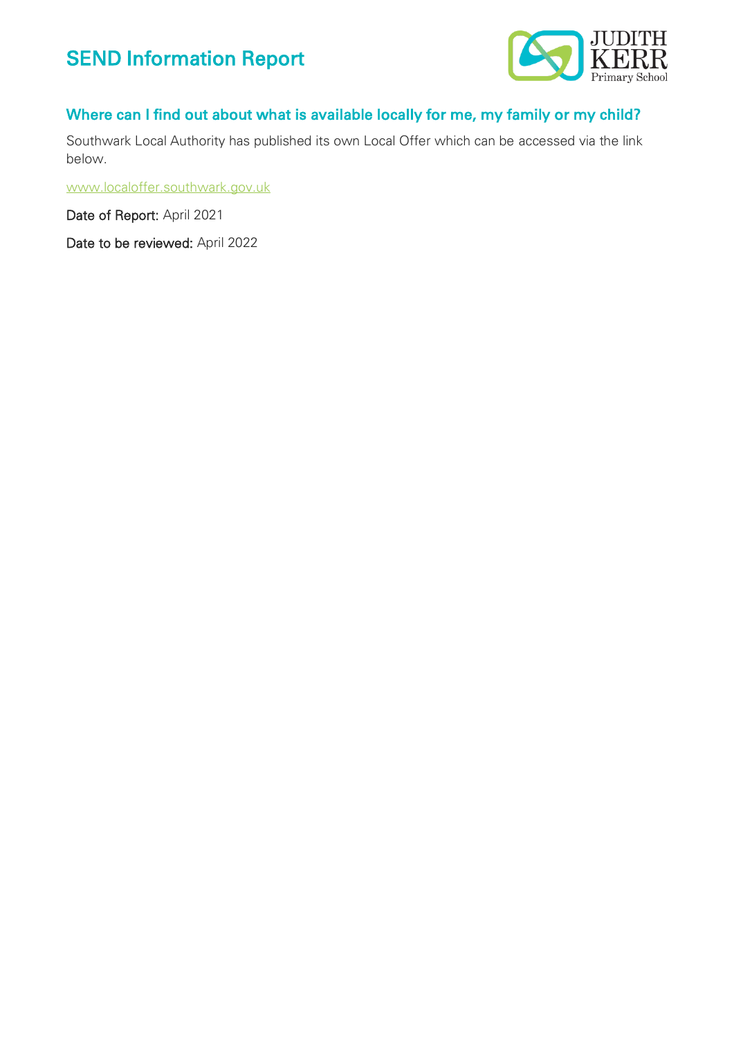## Where can I find out about what is available locally for me, my family or my child?

Southwark Local Authority has published its own Local Offer which can be accessed via the link below.

www.localoffer.southwark.gov.uk

Date of Report: April 2021

Date to be reviewed: April 2022